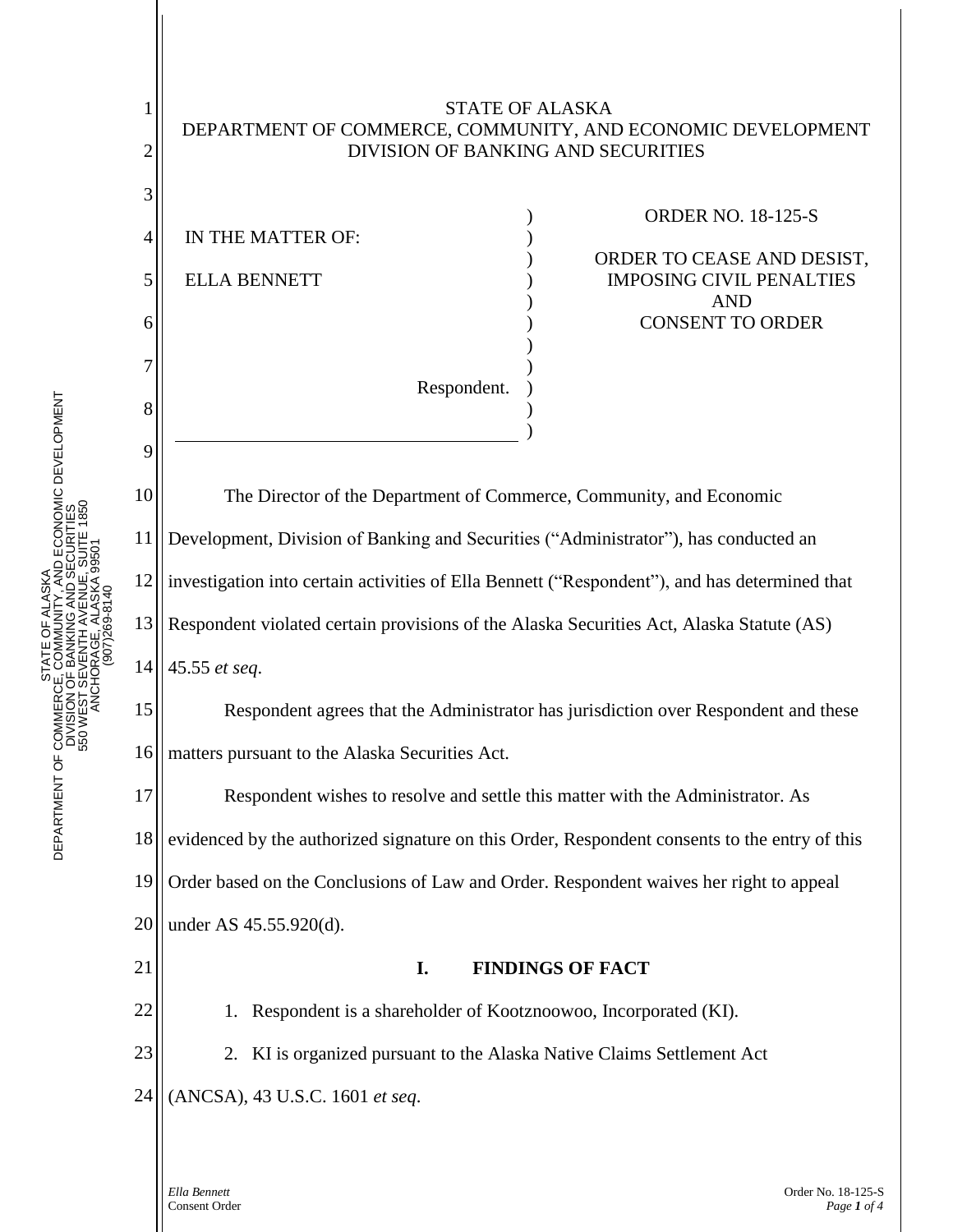STATE OF ALASKA
DEPARTMENT OF COMMERCE, COMMUNITY, AND ECONOMIC DEVELOPMENT
DIVISION OF BANKING AND SECURITIES

| | |
|---|---|
| IN THE MATTER OF: <br><br> ELLA BENNETT <br><br><br> Respondent. | ORDER NO. 18-125-S <br><br> ORDER TO CEASE AND DESIST, IMPOSING CIVIL PENALTIES AND CONSENT TO ORDER |

The Director of the Department of Commerce, Community, and Economic Development, Division of Banking and Securities ("Administrator"), has conducted an investigation into certain activities of Ella Bennett ("Respondent"), and has determined that Respondent violated certain provisions of the Alaska Securities Act, Alaska Statute (AS) 45.55 *et seq*.

Respondent agrees that the Administrator has jurisdiction over Respondent and these matters pursuant to the Alaska Securities Act.

Respondent wishes to resolve and settle this matter with the Administrator. As evidenced by the authorized signature on this Order, Respondent consents to the entry of this Order based on the Conclusions of Law and Order. Respondent waives her right to appeal under AS 45.55.920(d).

## I. FINDINGS OF FACT

1. Respondent is a shareholder of Kootznoowoo, Incorporated (KI).
2. KI is organized pursuant to the Alaska Native Claims Settlement Act (ANCSA), 43 U.S.C. 1601 *et seq*.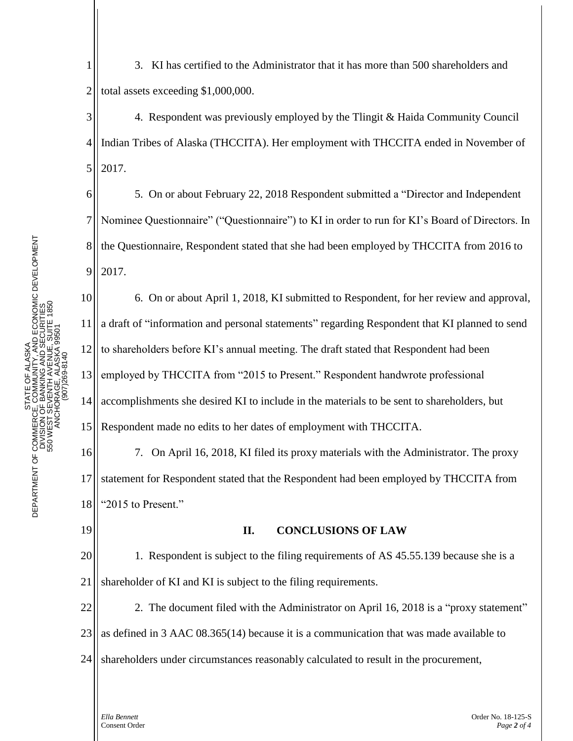3. KI has certified to the Administrator that it has more than 500 shareholders and total assets exceeding $1,000,000.

4. Respondent was previously employed by the Tlingit & Haida Community Council Indian Tribes of Alaska (THCCITA). Her employment with THCCITA ended in November of 2017.

5. On or about February 22, 2018 Respondent submitted a "Director and Independent Nominee Questionnaire" ("Questionnaire") to KI in order to run for KI's Board of Directors. In the Questionnaire, Respondent stated that she had been employed by THCCITA from 2016 to 2017.

6. On or about April 1, 2018, KI submitted to Respondent, for her review and approval, a draft of "information and personal statements" regarding Respondent that KI planned to send to shareholders before KI's annual meeting. The draft stated that Respondent had been employed by THCCITA from "2015 to Present." Respondent handwrote professional accomplishments she desired KI to include in the materials to be sent to shareholders, but Respondent made no edits to her dates of employment with THCCITA.

7. On April 16, 2018, KI filed its proxy materials with the Administrator. The proxy statement for Respondent stated that the Respondent had been employed by THCCITA from "2015 to Present."

## II. CONCLUSIONS OF LAW

1. Respondent is subject to the filing requirements of AS 45.55.139 because she is a shareholder of KI and KI is subject to the filing requirements.

2. The document filed with the Administrator on April 16, 2018 is a "proxy statement" as defined in 3 AAC 08.365(14) because it is a communication that was made available to shareholders under circumstances reasonably calculated to result in the procurement,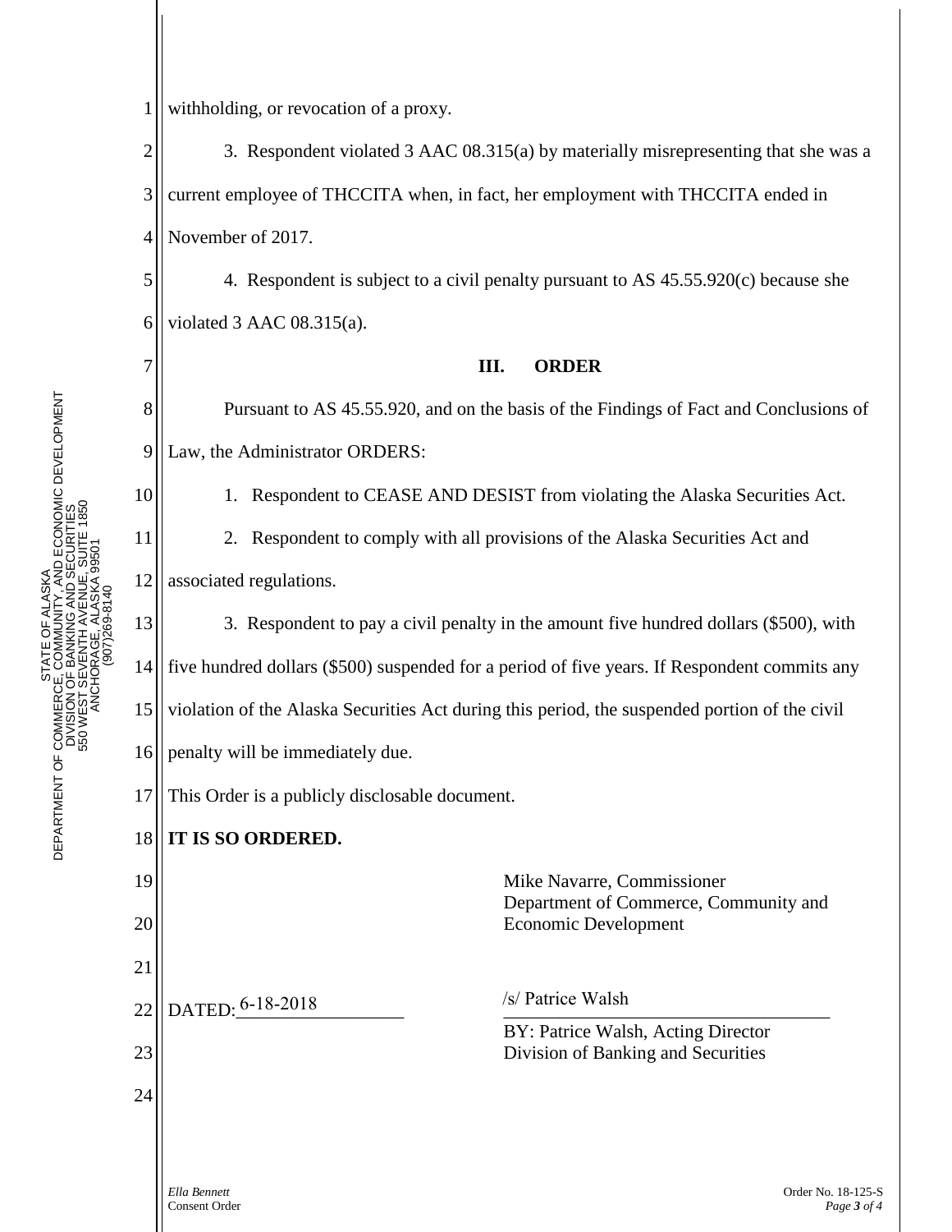withholding, or revocation of a proxy.

3. Respondent violated 3 AAC 08.315(a) by materially misrepresenting that she was a current employee of THCCITA when, in fact, her employment with THCCITA ended in November of 2017.

4. Respondent is subject to a civil penalty pursuant to AS 45.55.920(c) because she violated 3 AAC 08.315(a).

## III. ORDER

Pursuant to AS 45.55.920, and on the basis of the Findings of Fact and Conclusions of Law, the Administrator ORDERS:

1. Respondent to CEASE AND DESIST from violating the Alaska Securities Act.

2. Respondent to comply with all provisions of the Alaska Securities Act and associated regulations.

3. Respondent to pay a civil penalty in the amount five hundred dollars ($500), with five hundred dollars ($500) suspended for a period of five years. If Respondent commits any violation of the Alaska Securities Act during this period, the suspended portion of the civil penalty will be immediately due.

This Order is a publicly disclosable document.

**IT IS SO ORDERED.**

Mike Navarre, Commissioner
Department of Commerce, Community and Economic Development

DATED: 6-18-2018

/s/ Patrice Walsh

BY: Patrice Walsh, Acting Director
Division of Banking and Securities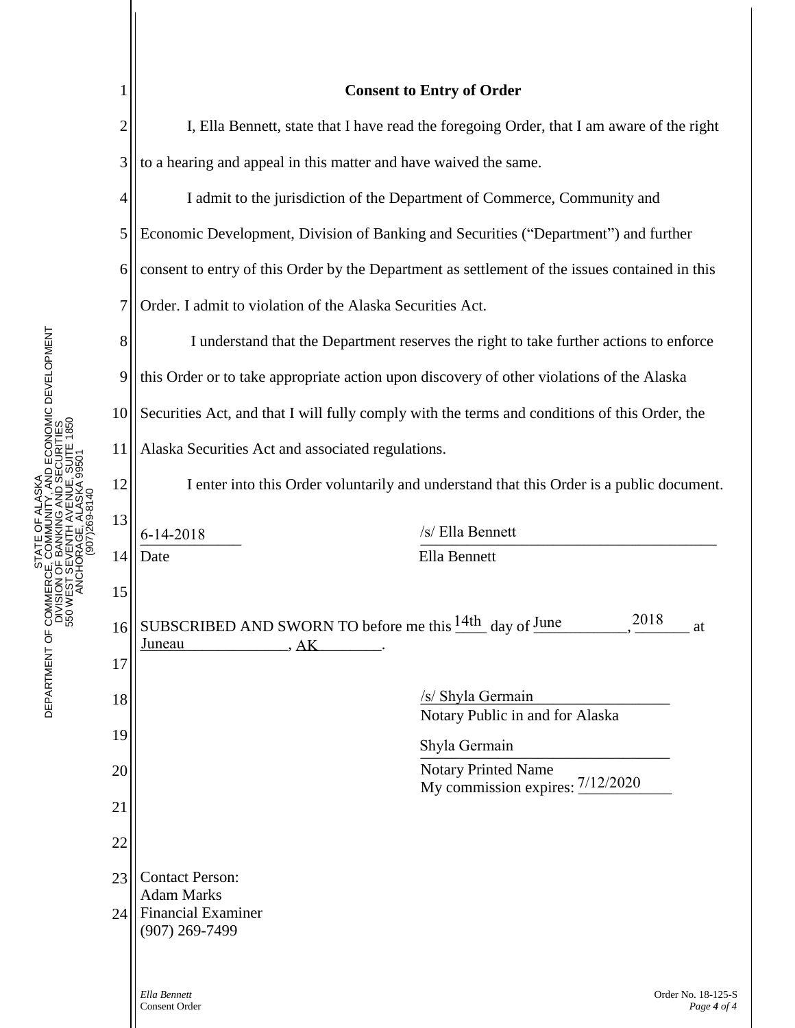## Consent to Entry of Order

I, Ella Bennett, state that I have read the foregoing Order, that I am aware of the right to a hearing and appeal in this matter and have waived the same.

I admit to the jurisdiction of the Department of Commerce, Community and Economic Development, Division of Banking and Securities ("Department") and further consent to entry of this Order by the Department as settlement of the issues contained in this Order. I admit to violation of the Alaska Securities Act.

I understand that the Department reserves the right to take further actions to enforce this Order or to take appropriate action upon discovery of other violations of the Alaska Securities Act, and that I will fully comply with the terms and conditions of this Order, the Alaska Securities Act and associated regulations.

I enter into this Order voluntarily and understand that this Order is a public document.

6-14-2018
Date

/s/ Ella Bennett
Ella Bennett

SUBSCRIBED AND SWORN TO before me this 14th day of June, 2018 at Juneau, AK.

/s/ Shyla Germain
Notary Public in and for Alaska

Shyla Germain
Notary Printed Name
My commission expires: 7/12/2020

Contact Person:
Adam Marks
Financial Examiner
(907) 269-7499